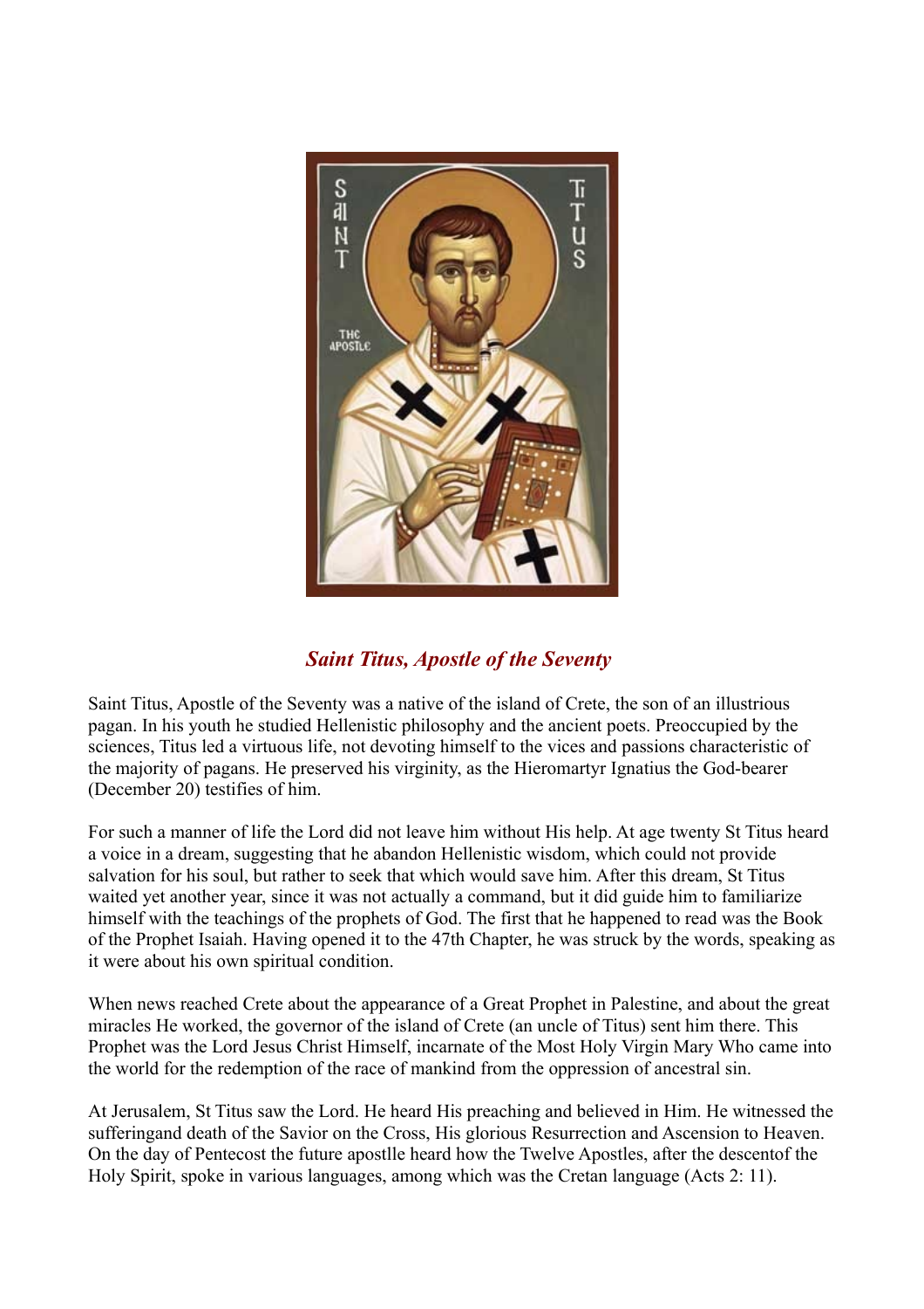# *Saint Titus, Apostle of the Seventy*

Saint Titus, Apostle of the Seventy was a native of the island of Crete, the son of an illustrious pagan. In his youth he studied Hellenistic philosophy and the ancient poets. Preoccupied by the sciences, Titus led a virtuous life, not devoting himself to the vices and passions characteristic of the majority of pagans. He preserved his virginity, as the Hieromartyr Ignatius the God-bearer (December 20) testifies of him.

For such a manner of life the Lord did not leave him without His help. At age twenty St Titus heard a voice in a dream, suggesting that he abandon Hellenistic wisdom, which could not provide salvation for his soul, but rather to seek that which would save him. After this dream, St Titus waited yet another year, since it was not actually a command, but it did guide him to familiarize himself with the teachings of the prophets of God. The first that he happened to read was the Book of the Prophet Isaiah. Having opened it to the 47th Chapter, he was struck by the words, speaking as it were about his own spiritual condition.

When news reached Crete about the appearance of a Great Prophet in Palestine, and about the great miracles He worked, the governor of the island of Crete (an uncle of Titus) sent him there. This Prophet was the Lord Jesus Christ Himself, incarnate of the Most Holy Virgin Mary Who came into the world for the redemption of the race of mankind from the oppression of ancestral sin.

At Jerusalem, St Titus saw the Lord. He heard His preaching and believed in Him. He witnessed the sufferingand death of the Savior on the Cross, His glorious Resurrection and Ascension to Heaven. On the day of Pentecost the future apostlle heard how the Twelve Apostles, after the descentof the Holy Spirit, spoke in various languages, among which was the Cretan language (Acts 2: 11).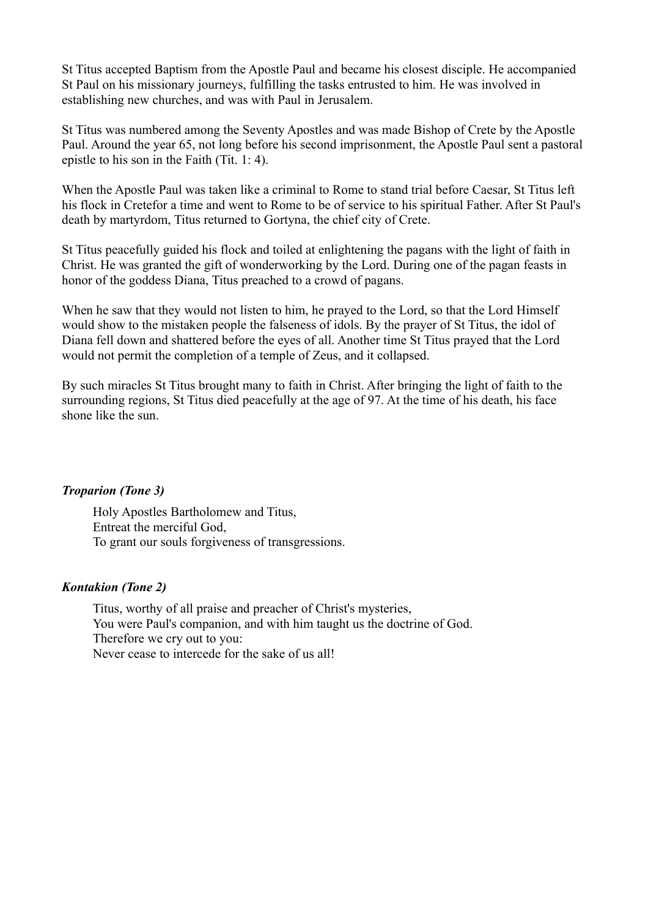St Titus accepted Baptism from the Apostle Paul and became his closest disciple. He accompanied St Paul on his missionary journeys, fulfilling the tasks entrusted to him. He was involved in establishing new churches, and was with Paul in Jerusalem.

St Titus was numbered among the Seventy Apostles and was made Bishop of Crete by the Apostle Paul. Around the year 65, not long before his second imprisonment, the Apostle Paul sent a pastoral epistle to his son in the Faith (Tit. 1: 4).

When the Apostle Paul was taken like a criminal to Rome to stand trial before Caesar, St Titus left his flock in Cretefor a time and went to Rome to be of service to his spiritual Father. After St Paul's death by martyrdom, Titus returned to Gortyna, the chief city of Crete.

St Titus peacefully guided his flock and toiled at enlightening the pagans with the light of faith in Christ. He was granted the gift of wonderworking by the Lord. During one of the pagan feasts in honor of the goddess Diana, Titus preached to a crowd of pagans.

When he saw that they would not listen to him, he prayed to the Lord, so that the Lord Himself would show to the mistaken people the falseness of idols. By the prayer of St Titus, the idol of Diana fell down and shattered before the eyes of all. Another time St Titus prayed that the Lord would not permit the completion of a temple of Zeus, and it collapsed.

By such miracles St Titus brought many to faith in Christ. After bringing the light of faith to the surrounding regions, St Titus died peacefully at the age of 97. At the time of his death, his face shone like the sun.

***Troparion (Tone 3)***

> Holy Apostles Bartholomew and Titus,
> Entreat the merciful God,
> To grant our souls forgiveness of transgressions.

***Kontakion (Tone 2)***

> Titus, worthy of all praise and preacher of Christ's mysteries,
> You were Paul's companion, and with him taught us the doctrine of God.
> Therefore we cry out to you:
> Never cease to intercede for the sake of us all!